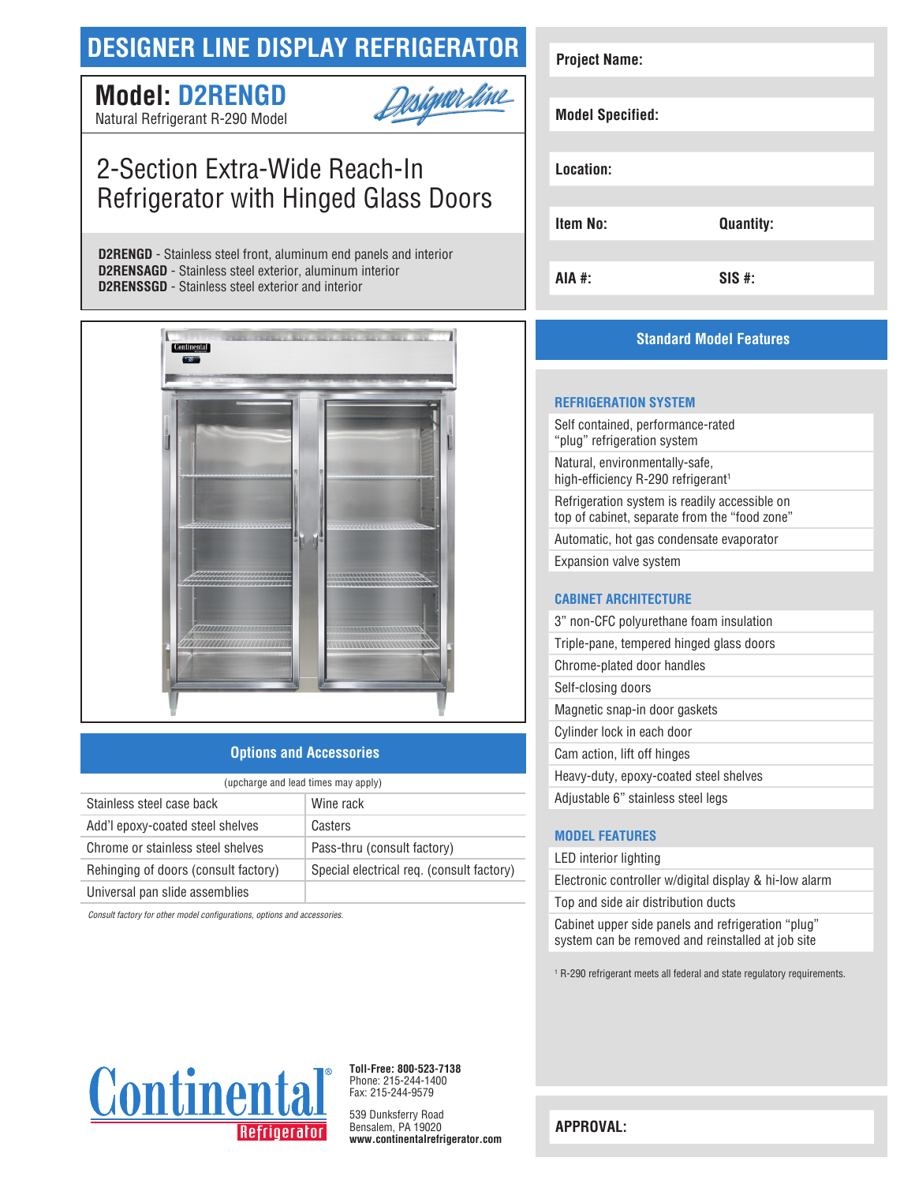# DESIGNER LINE DISPLAY REFRIGERATOR

## Model: D2RENGD

Natural Refrigerant R-290 Model

Designer Line

## 2-Section Extra-Wide Reach-In Refrigerator with Hinged Glass Doors

**D2RENGD** - Stainless steel front, aluminum end panels and interior
**D2RENSAGD** - Stainless steel exterior, aluminum interior
**D2RENSSGD** - Stainless steel exterior and interior

| | |
|---|---|
| **Project Name:** | |
| **Model Specified:** | |
| **Location:** | |
| **Item No:** | **Quantity:** |
| **AIA #:** | **SIS #:** |

## Options and Accessories

(upcharge and lead times may apply)

| | |
|---|---|
| Stainless steel case back | Wine rack |
| Add'l epoxy-coated steel shelves | Casters |
| Chrome or stainless steel shelves | Pass-thru (consult factory) |
| Rehinging of doors (consult factory) | Special electrical req. (consult factory) |
| Universal pan slide assemblies | |

*Consult factory for other model configurations, options and accessories.*

## Standard Model Features

### REFRIGERATION SYSTEM

- Self contained, performance-rated "plug" refrigeration system
- Natural, environmentally-safe, high-efficiency R-290 refrigerant[1]
- Refrigeration system is readily accessible on top of cabinet, separate from the "food zone"
- Automatic, hot gas condensate evaporator
- Expansion valve system

### CABINET ARCHITECTURE

- 3" non-CFC polyurethane foam insulation
- Triple-pane, tempered hinged glass doors
- Chrome-plated door handles
- Self-closing doors
- Magnetic snap-in door gaskets
- Cylinder lock in each door
- Cam action, lift off hinges
- Heavy-duty, epoxy-coated steel shelves
- Adjustable 6" stainless steel legs

### MODEL FEATURES

- LED interior lighting
- Electronic controller w/digital display & hi-low alarm
- Top and side air distribution ducts
- Cabinet upper side panels and refrigeration "plug" system can be removed and reinstalled at job site

[1] R-290 refrigerant meets all federal and state regulatory requirements.

Continental Refrigerator

**Toll-Free: 800-523-7138**
Phone: 215-244-1400
Fax: 215-244-9579

539 Dunksferry Road
Bensalem, PA 19020
**www.continentalrefrigerator.com**

**APPROVAL:**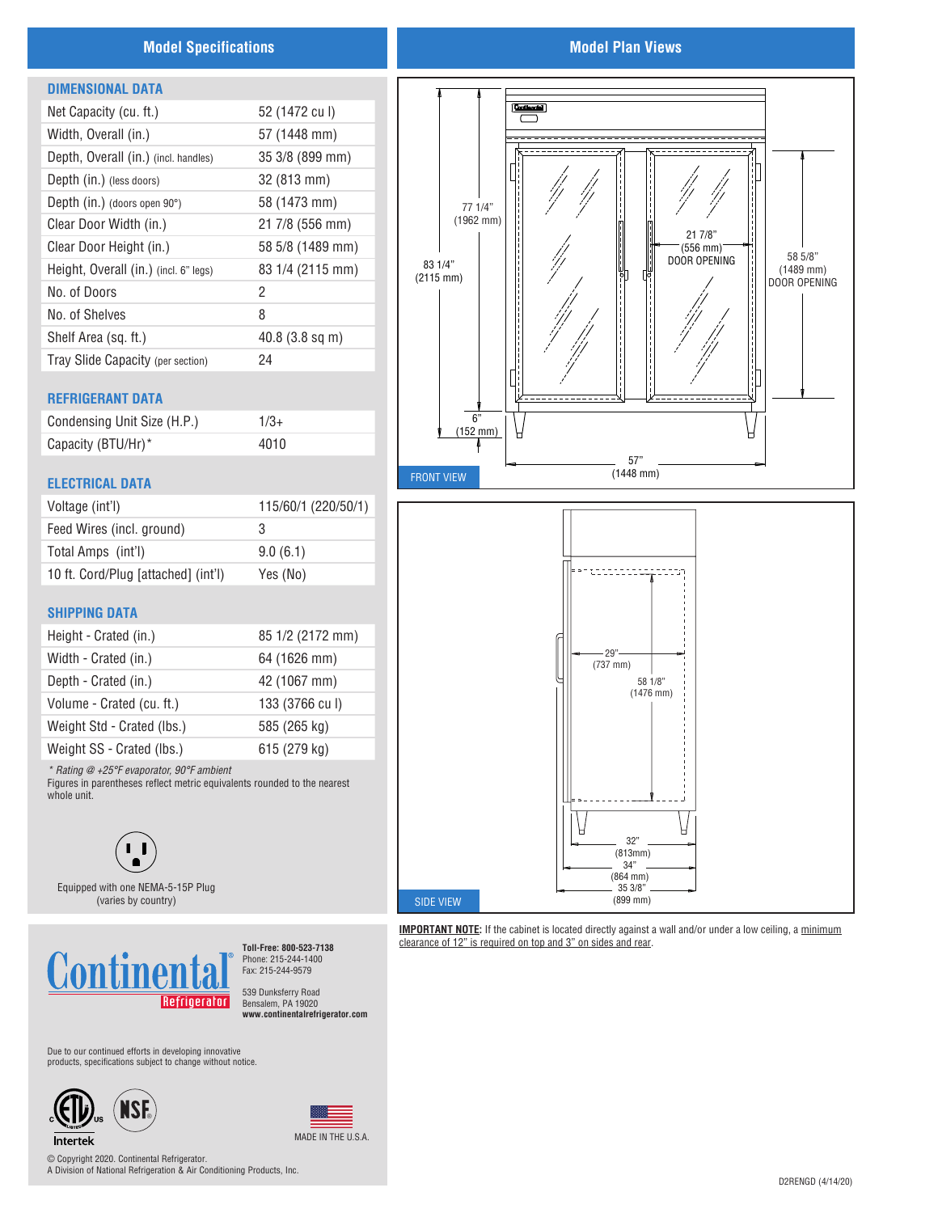## Model Specifications

### DIMENSIONAL DATA

| | |
|---|---|
| Net Capacity (cu. ft.) | 52 (1472 cu l) |
| Width, Overall (in.) | 57 (1448 mm) |
| Depth, Overall (in.) (incl. handles) | 35 3/8 (899 mm) |
| Depth (in.) (less doors) | 32 (813 mm) |
| Depth (in.) (doors open 90°) | 58 (1473 mm) |
| Clear Door Width (in.) | 21 7/8 (556 mm) |
| Clear Door Height (in.) | 58 5/8 (1489 mm) |
| Height, Overall (in.) (incl. 6" legs) | 83 1/4 (2115 mm) |
| No. of Doors | 2 |
| No. of Shelves | 8 |
| Shelf Area (sq. ft.) | 40.8 (3.8 sq m) |
| Tray Slide Capacity (per section) | 24 |

### REFRIGERANT DATA

| | |
|---|---|
| Condensing Unit Size (H.P.) | 1/3+ |
| Capacity (BTU/Hr)* | 4010 |

### ELECTRICAL DATA

| | |
|---|---|
| Voltage (int'l) | 115/60/1 (220/50/1) |
| Feed Wires (incl. ground) | 3 |
| Total Amps (int'l) | 9.0 (6.1) |
| 10 ft. Cord/Plug [attached] (int'l) | Yes (No) |

### SHIPPING DATA

| | |
|---|---|
| Height - Crated (in.) | 85 1/2 (2172 mm) |
| Width - Crated (in.) | 64 (1626 mm) |
| Depth - Crated (in.) | 42 (1067 mm) |
| Volume - Crated (cu. ft.) | 133 (3766 cu l) |
| Weight Std - Crated (lbs.) | 585 (265 kg) |
| Weight SS - Crated (lbs.) | 615 (279 kg) |

*\* Rating @ +25°F evaporator, 90°F ambient*

Figures in parentheses reflect metric equivalents rounded to the nearest whole unit.

Equipped with one NEMA-5-15P Plug (varies by country)

## Model Plan Views

FRONT VIEW

77 1/4" (1962 mm)

83 1/4" (2115 mm)

6" (152 mm)

21 7/8" (556 mm) DOOR OPENING

58 5/8" (1489 mm) DOOR OPENING

57" (1448 mm)

SIDE VIEW

29" (737 mm)

58 1/8" (1476 mm)

32" (813mm)

34" (864 mm)

35 3/8" (899 mm)

**IMPORTANT NOTE:** If the cabinet is located directly against a wall and/or under a low ceiling, a minimum clearance of 12" is required on top and 3" on sides and rear.

**Continental® Refrigerator**

**Toll-Free: 800-523-7138**
Phone: 215-244-1400
Fax: 215-244-9579

539 Dunksferry Road
Bensalem, PA 19020
**www.continentalrefrigerator.com**

Due to our continued efforts in developing innovative products, specifications subject to change without notice.

Intertek

MADE IN THE U.S.A.

© Copyright 2020. Continental Refrigerator.
A Division of National Refrigeration & Air Conditioning Products, Inc.

D2RENGD (4/14/20)